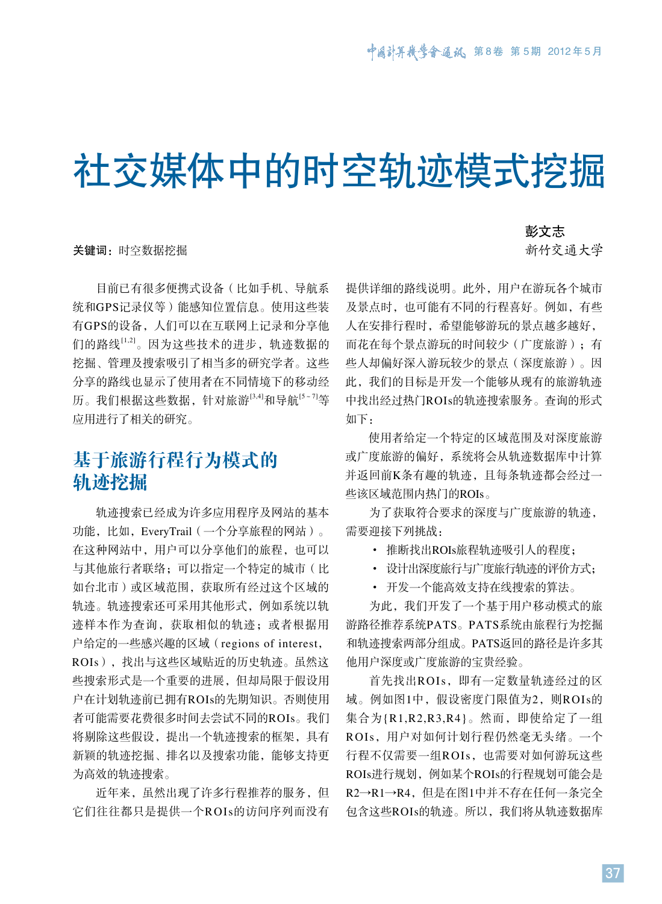# 社交媒体中的时空轨迹模式挖掘

彭文志
新竹交通大学

**关键词：** 时空数据挖掘

目前已有很多便携式设备（比如手机、导航系统和GPS记录仪等）能感知位置信息。使用这些装有GPS的设备，人们可以在互联网上记录和分享他们的路线[1,2]。因为这些技术的进步，轨迹数据的挖掘、管理及搜索吸引了相当多的研究学者。这些分享的路线也显示了使用者在不同情境下的移动经历。我们根据这些数据，针对旅游[3,4]和导航[5~7]等应用进行了相关的研究。

## 基于旅游行程行为模式的轨迹挖掘

轨迹搜索已经成为许多应用程序及网站的基本功能，比如，EveryTrail（一个分享旅程的网站）。在这种网站中，用户可以分享他们的旅程，也可以与其他旅行者联络；可以指定一个特定的城市（比如台北市）或区域范围，获取所有经过这个区域的轨迹。轨迹搜索还可采用其他形式，例如系统以轨迹样本作为查询，获取相似的轨迹；或者根据用户给定的一些感兴趣的区域（regions of interest，ROIs），找出与这些区域贴近的历史轨迹。虽然这些搜索形式是一个重要的进展，但却局限于假设用户在计划轨迹前已拥有ROIs的先期知识。否则使用者可能需要花费很多时间去尝试不同的ROIs。我们将剔除这些假设，提出一个轨迹搜索的框架，具有新颖的轨迹挖掘、排名以及搜索功能，能够支持更为高效的轨迹搜索。

近年来，虽然出现了许多行程推荐的服务，但它们往往都只是提供一个ROIs的访问序列而没有提供详细的路线说明。此外，用户在游玩各个城市及景点时，也可能有不同的行程喜好。例如，有些人在安排行程时，希望能够游玩的景点越多越好，而花在每个景点游玩的时间较少（广度旅游）；有些人却偏好深入游玩较少的景点（深度旅游）。因此，我们的目标是开发一个能够从现有的旅游轨迹中找出经过热门ROIs的轨迹搜索服务。查询的形式如下：

使用者给定一个特定的区域范围及对深度旅游或广度旅游的偏好，系统将会从轨迹数据库中计算并返回前K条有趣的轨迹，且每条轨迹都会经过一些该区域范围内热门的ROIs。

为了获取符合要求的深度与广度旅游的轨迹，需要迎接下列挑战：

- 推断找出ROIs旅程轨迹吸引人的程度；
- 设计出深度旅行与广度旅行轨迹的评价方式；
- 开发一个能高效支持在线搜索的算法。

为此，我们开发了一个基于用户移动模式的旅游路径推荐系统PATS。PATS系统由旅程行为挖掘和轨迹搜索两部分组成。PATS返回的路径是许多其他用户深度或广度旅游的宝贵经验。

首先找出ROIs，即有一定数量轨迹经过的区域。例如图1中，假设密度门限值为2，则ROIs的集合为{R1,R2,R3,R4}。然而，即使给定了一组ROIs，用户对如何计划行程仍然毫无头绪。一个行程不仅需要一组ROIs，也需要对如何游玩这些ROIs进行规划，例如某个ROIs的行程规划可能会是R2→R1→R4，但是在图1中并不存在任何一条完全包含这些ROIs的轨迹。所以，我们将从轨迹数据库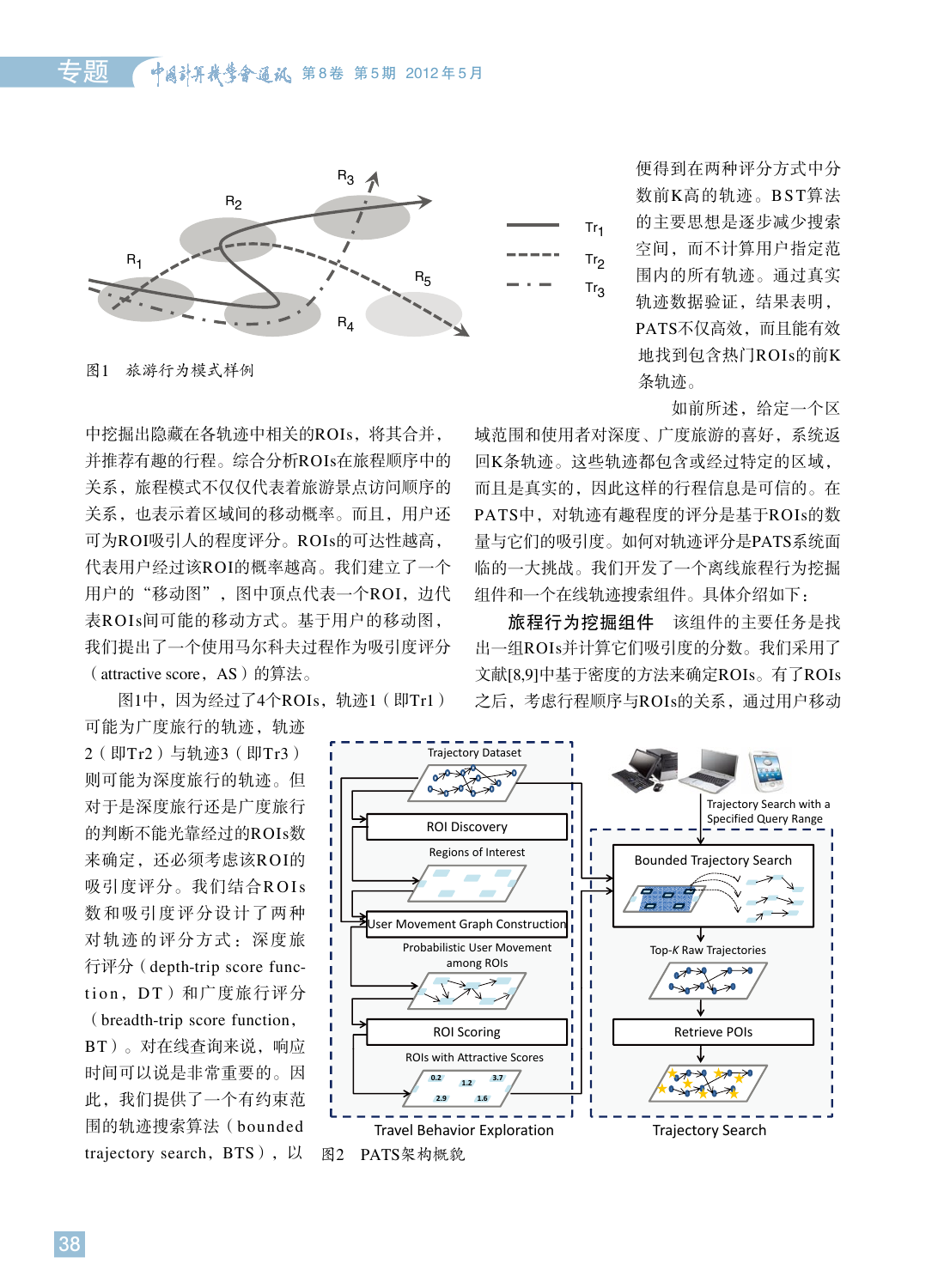图1　旅游行为模式样例

中挖掘出隐藏在各轨迹中相关的ROIs，将其合并，并推荐有趣的行程。综合分析ROIs在旅程顺序中的关系，旅程模式不仅仅代表着旅游景点访问顺序的关系，也表示着区域间的移动概率。而且，用户还可为ROI吸引人的程度评分。ROIs的可达性越高，代表用户经过该ROI的概率越高。我们建立了一个用户的“移动图”，图中顶点代表一个ROI，边代表ROIs间可能的移动方式。基于用户的移动图，我们提出了一个使用马尔科夫过程作为吸引度评分（attractive score，AS）的算法。

图1中，因为经过了4个ROIs，轨迹1（即Tr1）可能为广度旅行的轨迹，轨迹2（即Tr2）与轨迹3（即Tr3）则可能为深度旅行的轨迹。但对于是深度旅行还是广度旅行的判断不能光靠经过的ROIs数来确定，还必须考虑该ROI的吸引度评分。我们结合ROIs数和吸引度评分设计了两种对轨迹的评分方式：深度旅行评分（depth-trip score function，DT）和广度旅行评分（breadth-trip score function，BT）。对在线查询来说，响应时间可以说是非常重要的。因此，我们提供了一个有约束范围的轨迹搜索算法（bounded trajectory search，BTS），以便得到在两种评分方式中分数前K高的轨迹。BST算法的主要思想是逐步减少搜索空间，而不计算用户指定范围内的所有轨迹。通过真实轨迹数据验证，结果表明，PATS不仅高效，而且能有效地找到包含热门ROIs的前K条轨迹。

如前所述，给定一个区域范围和使用者对深度、广度旅游的喜好，系统返回K条轨迹。这些轨迹都包含或经过特定的区域，而且是真实的，因此这样的行程信息是可信的。在PATS中，对轨迹有趣程度的评分是基于ROIs的数量与它们的吸引度。如何对轨迹评分是PATS系统面临的一大挑战。我们开发了一个离线旅程行为挖掘组件和一个在线轨迹搜索组件。具体介绍如下：

**旅程行为挖掘组件**　该组件的主要任务是找出一组ROIs并计算它们吸引度的分数。我们采用了文献[8,9]中基于密度的方法来确定ROIs。有了ROIs之后，考虑行程顺序与ROIs的关系，通过用户移动

图2　PATS架构概貌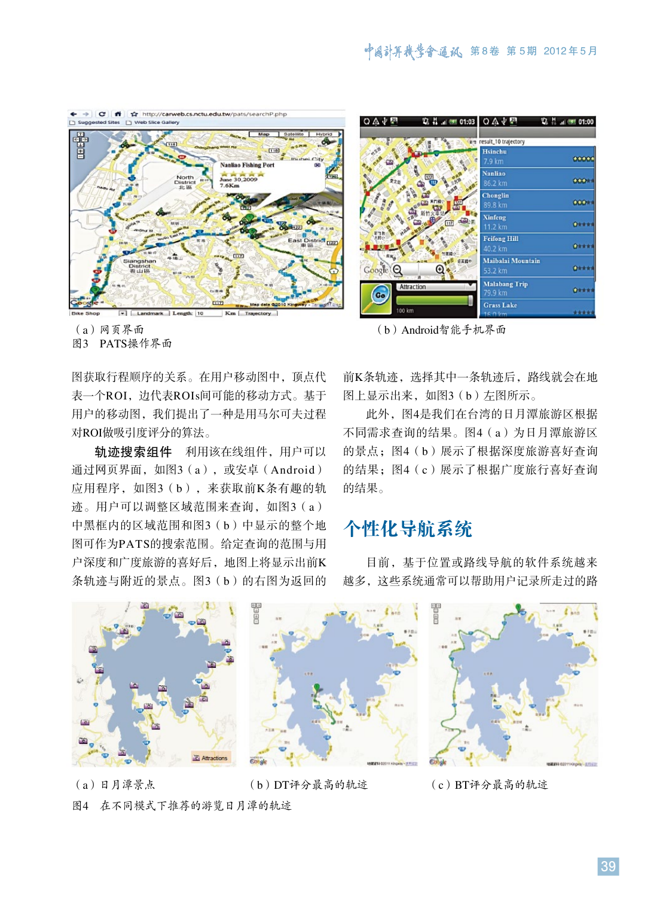（a）网页界面

图3 PATS操作界面

（b）Android智能手机界面

图获取行程顺序的关系。在用户移动图中，顶点代表一个ROI，边代表ROIs间可能的移动方式。基于用户的移动图，我们提出了一种是用马尔可夫过程对ROI做吸引度评分的算法。

**轨迹搜索组件** 利用该在线组件，用户可以通过网页界面，如图3（a），或安卓（Android）应用程序，如图3（b），来获取前K条有趣的轨迹。用户可以调整区域范围来查询，如图3（a）中黑框内的区域范围和图3（b）中显示的整个地图可作为PATS的搜索范围。给定查询的范围与用户深度和广度旅游的喜好后，地图上将显示出前K条轨迹与附近的景点。图3（b）的右图为返回的前K条轨迹，选择其中一条轨迹后，路线就会在地图上显示出来，如图3（b）左图所示。

此外，图4是我们在台湾的日月潭旅游区根据不同需求查询的结果。图4（a）为日月潭旅游区的景点；图4（b）展示了根据深度旅游喜好查询的结果；图4（c）展示了根据广度旅行喜好查询的结果。

## 个性化导航系统

目前，基于位置或路线导航的软件系统越来越多，这些系统通常可以帮助用户记录所走过的路

（a）日月潭景点 （b）DT评分最高的轨迹 （c）BT评分最高的轨迹

图4 在不同模式下推荐的游览日月潭的轨迹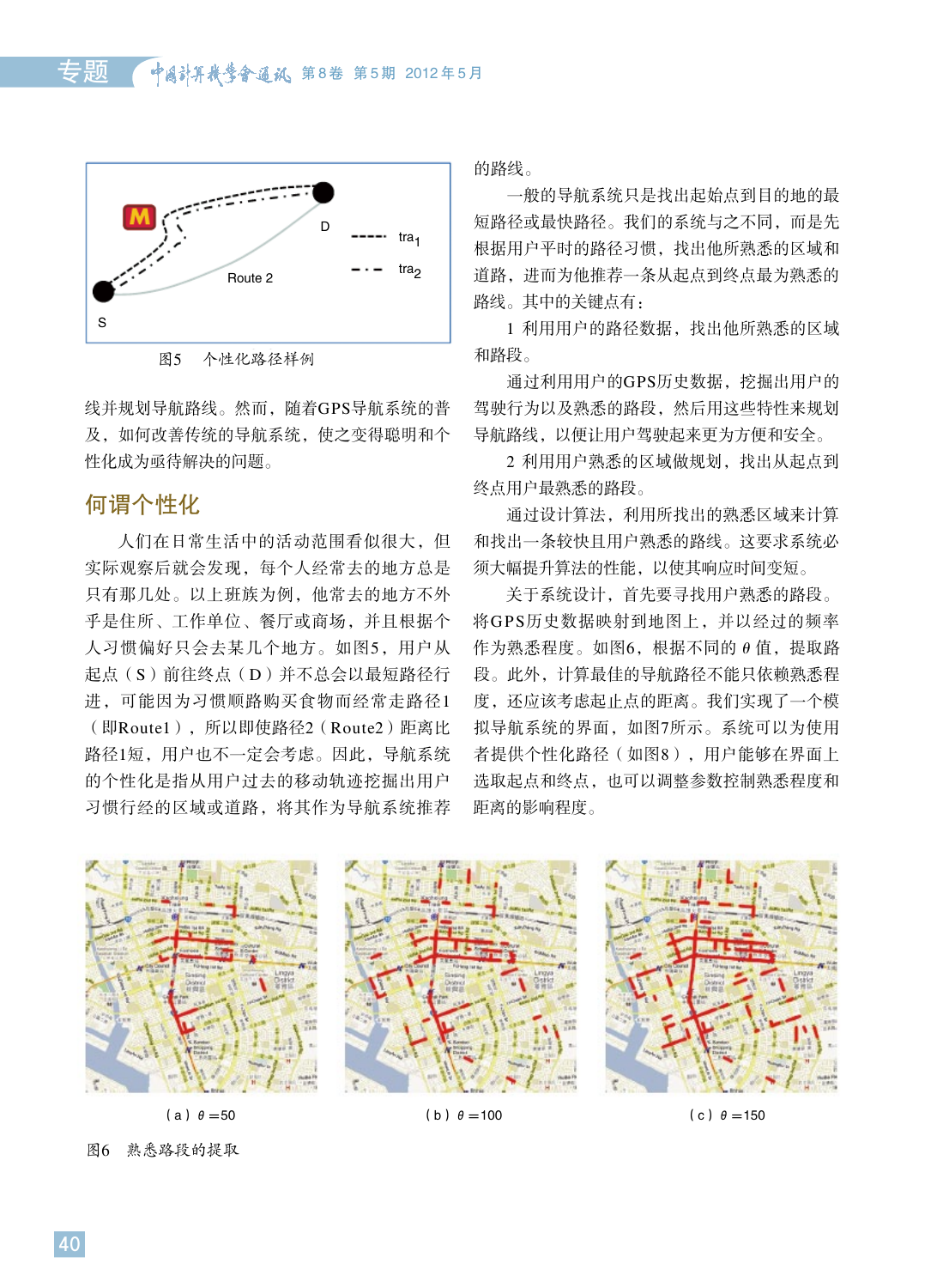图5 个性化路径样例

线并规划导航路线。然而，随着GPS导航系统的普及，如何改善传统的导航系统，使之变得聪明和个性化成为亟待解决的问题。

## 何谓个性化

人们在日常生活中的活动范围看似很大，但实际观察后就会发现，每个人经常去的地方总是只有那几处。以上班族为例，他常去的地方不外乎是住所、工作单位、餐厅或商场，并且根据个人习惯偏好只会去某几个地方。如图5，用户从起点（S）前往终点（D）并不总会以最短路径行进，可能因为习惯顺路购买食物而经常走路径1（即Route1），所以即使路径2（Route2）距离比路径1短，用户也不一定会考虑。因此，导航系统的个性化是指从用户过去的移动轨迹挖掘出用户习惯行经的区域或道路，将其作为导航系统推荐的路线。

一般的导航系统只是找出起始点到目的地的最短路径或最快路径。我们的系统与之不同，而是先根据用户平时的路径习惯，找出他所熟悉的区域和道路，进而为他推荐一条从起点到终点最为熟悉的路线。其中的关键点有：

1 利用用户的路径数据，找出他所熟悉的区域和路段。

通过利用用户的GPS历史数据，挖掘出用户的驾驶行为以及熟悉的路段，然后用这些特性来规划导航路线，以便让用户驾驶起来更为方便和安全。

2 利用用户熟悉的区域做规划，找出从起点到终点用户最熟悉的路段。

通过设计算法，利用所找出的熟悉区域来计算和找出一条较快且用户熟悉的路线。这要求系统必须大幅提升算法的性能，以使其响应时间变短。

关于系统设计，首先要寻找用户熟悉的路段。将GPS历史数据映射到地图上，并以经过的频率作为熟悉程度。如图6，根据不同的 $\theta$ 值，提取路段。此外，计算最佳的导航路径不能只依赖熟悉程度，还应该考虑起止点的距离。我们实现了一个模拟导航系统的界面，如图7所示。系统可以为使用者提供个性化路径（如图8），用户能够在界面上选取起点和终点，也可以调整参数控制熟悉程度和距离的影响程度。

（a）$\theta=50$ （b）$\theta=100$ （c）$\theta=150$

图6 熟悉路段的提取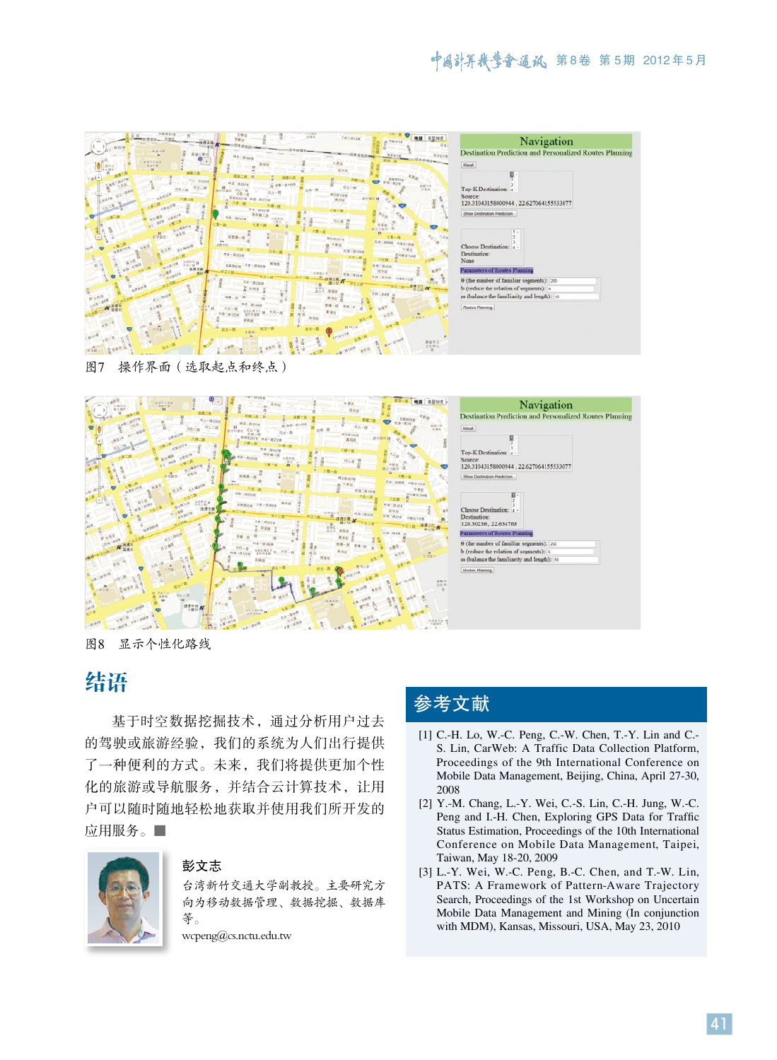图7　操作界面（选取起点和终点）

图8　显示个性化路线

## 结语

基于时空数据挖掘技术，通过分析用户过去的驾驶或旅游经验，我们的系统为人们出行提供了一种便利的方式。未来，我们将提供更加个性化的旅游或导航服务，并结合云计算技术，让用户可以随时随地轻松地获取并使用我们所开发的应用服务。■

**彭文志**

台湾新竹交通大学副教授。主要研究方向为移动数据管理、数据挖掘、数据库等。

wcpeng@cs.nctu.edu.tw

## 参考文献

[1] C.-H. Lo, W.-C. Peng, C.-W. Chen, T.-Y. Lin and C.-S. Lin, CarWeb: A Traffic Data Collection Platform, Proceedings of the 9th International Conference on Mobile Data Management, Beijing, China, April 27-30, 2008

[2] Y.-M. Chang, L.-Y. Wei, C.-S. Lin, C.-H. Jung, W.-C. Peng and I.-H. Chen, Exploring GPS Data for Traffic Status Estimation, Proceedings of the 10th International Conference on Mobile Data Management, Taipei, Taiwan, May 18-20, 2009

[3] L.-Y. Wei, W.-C. Peng, B.-C. Chen, and T.-W. Lin, PATS: A Framework of Pattern-Aware Trajectory Search, Proceedings of the 1st Workshop on Uncertain Mobile Data Management and Mining (In conjunction with MDM), Kansas, Missouri, USA, May 23, 2010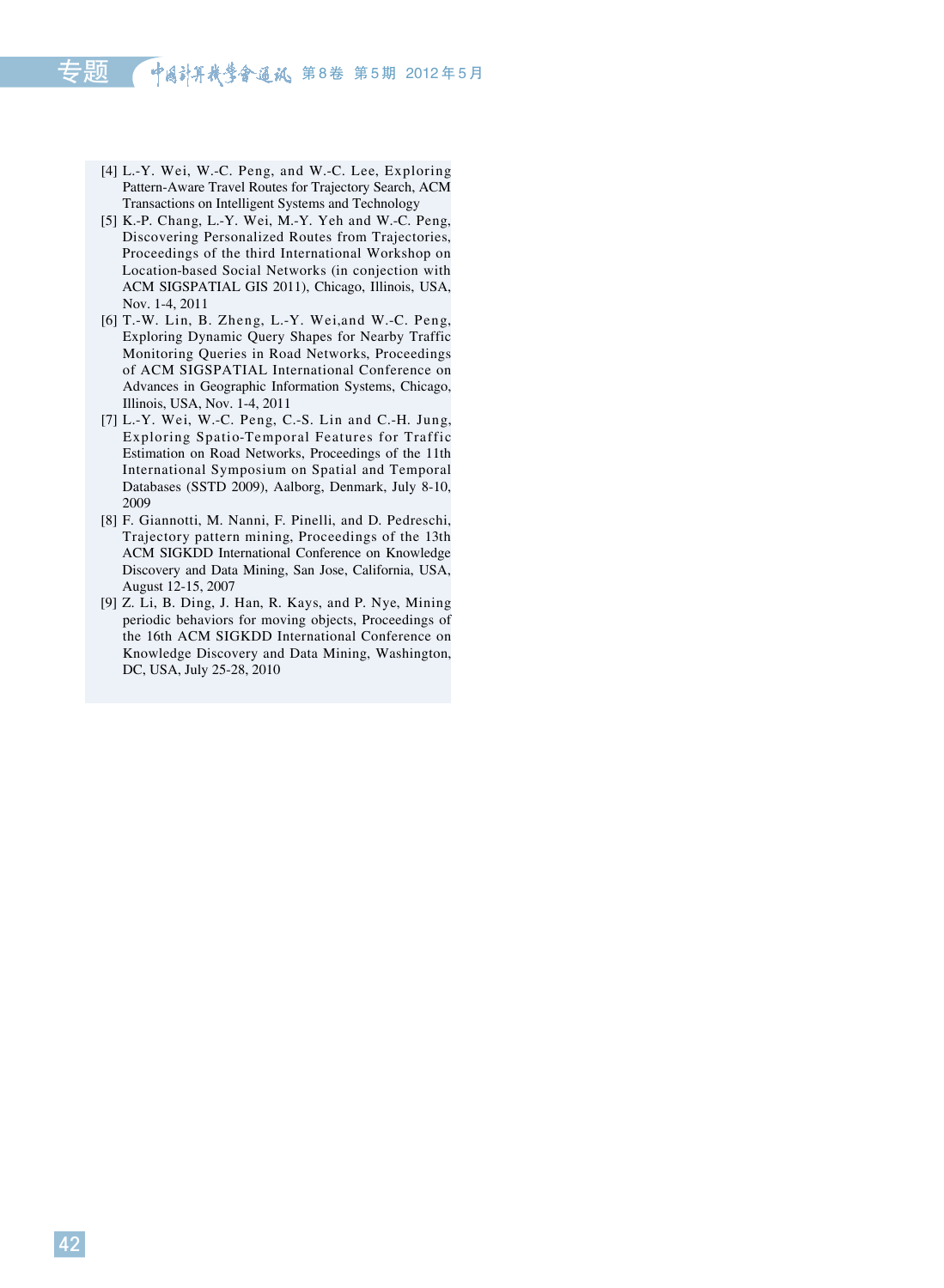[4] L.-Y. Wei, W.-C. Peng, and W.-C. Lee, Exploring Pattern-Aware Travel Routes for Trajectory Search, ACM Transactions on Intelligent Systems and Technology

[5] K.-P. Chang, L.-Y. Wei, M.-Y. Yeh and W.-C. Peng, Discovering Personalized Routes from Trajectories, Proceedings of the third International Workshop on Location-based Social Networks (in conjection with ACM SIGSPATIAL GIS 2011), Chicago, Illinois, USA, Nov. 1-4, 2011

[6] T.-W. Lin, B. Zheng, L.-Y. Wei,and W.-C. Peng, Exploring Dynamic Query Shapes for Nearby Traffic Monitoring Queries in Road Networks, Proceedings of ACM SIGSPATIAL International Conference on Advances in Geographic Information Systems, Chicago, Illinois, USA, Nov. 1-4, 2011

[7] L.-Y. Wei, W.-C. Peng, C.-S. Lin and C.-H. Jung, Exploring Spatio-Temporal Features for Traffic Estimation on Road Networks, Proceedings of the 11th International Symposium on Spatial and Temporal Databases (SSTD 2009), Aalborg, Denmark, July 8-10, 2009

[8] F. Giannotti, M. Nanni, F. Pinelli, and D. Pedreschi, Trajectory pattern mining, Proceedings of the 13th ACM SIGKDD International Conference on Knowledge Discovery and Data Mining, San Jose, California, USA, August 12-15, 2007

[9] Z. Li, B. Ding, J. Han, R. Kays, and P. Nye, Mining periodic behaviors for moving objects, Proceedings of the 16th ACM SIGKDD International Conference on Knowledge Discovery and Data Mining, Washington, DC, USA, July 25-28, 2010